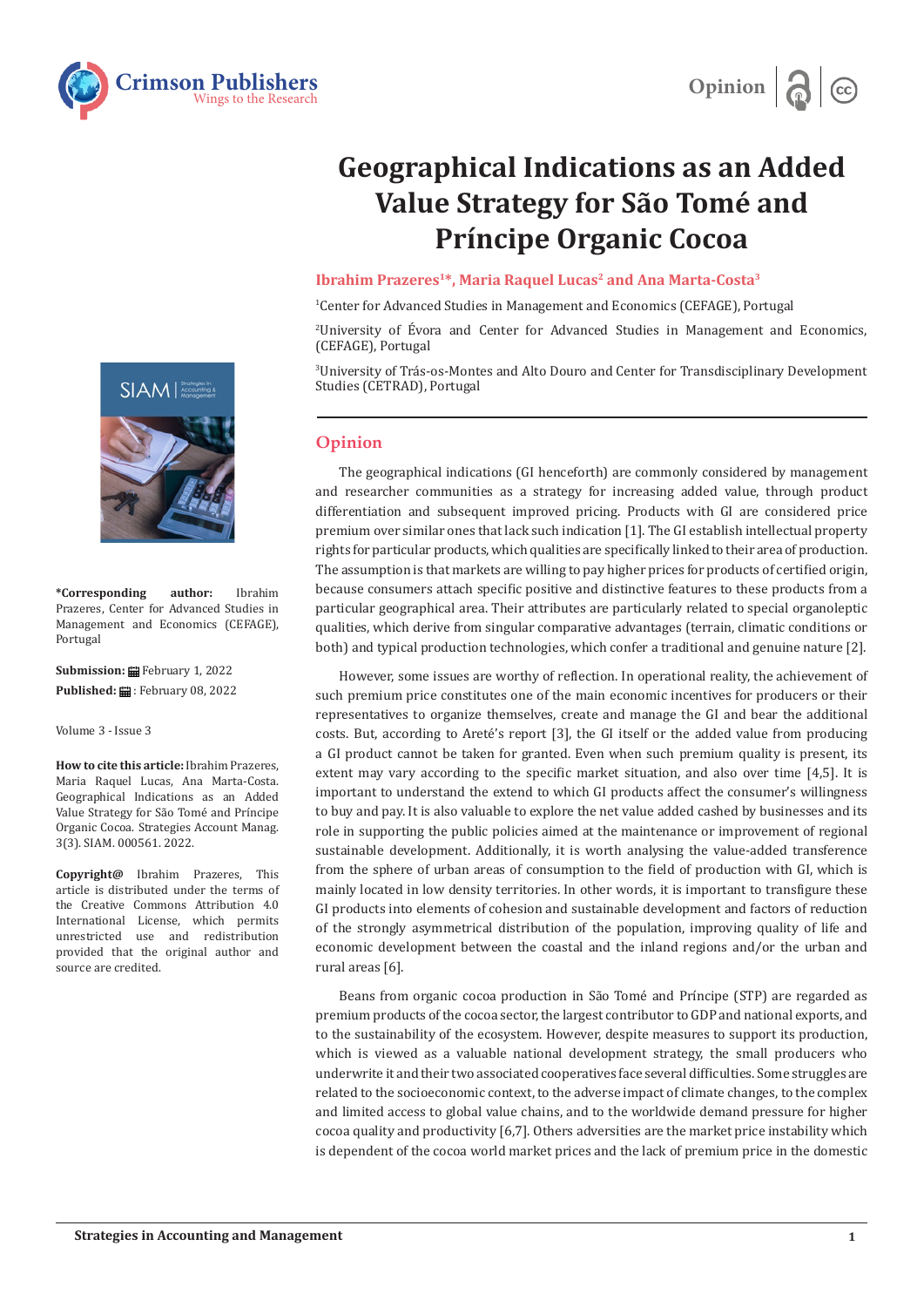Opinion

# Geographical Indications as an Added Value Strategy for São Tomé and Príncipe Organic Cocoa

**Ibrahim Prazeres[1]*, Maria Raquel Lucas[2] and Ana Marta-Costa[3]**

[1]Center for Advanced Studies in Management and Economics (CEFAGE), Portugal

[2]University of Évora and Center for Advanced Studies in Management and Economics, (CEFAGE), Portugal

[3]University of Trás-os-Montes and Alto Douro and Center for Transdisciplinary Development Studies (CETRAD), Portugal

**\*Corresponding author:** Ibrahim Prazeres, Center for Advanced Studies in Management and Economics (CEFAGE), Portugal

**Submission:** February 1, 2022

**Published:** February 08, 2022

Volume 3 - Issue 3

**How to cite this article:** Ibrahim Prazeres, Maria Raquel Lucas, Ana Marta-Costa. Geographical Indications as an Added Value Strategy for São Tomé and Príncipe Organic Cocoa. Strategies Account Manag. 3(3). SIAM. 000561. 2022.

**Copyright@** Ibrahim Prazeres, This article is distributed under the terms of the Creative Commons Attribution 4.0 International License, which permits unrestricted use and redistribution provided that the original author and source are credited.

## Opinion

The geographical indications (GI henceforth) are commonly considered by management and researcher communities as a strategy for increasing added value, through product differentiation and subsequent improved pricing. Products with GI are considered price premium over similar ones that lack such indication [1]. The GI establish intellectual property rights for particular products, which qualities are specifically linked to their area of production. The assumption is that markets are willing to pay higher prices for products of certified origin, because consumers attach specific positive and distinctive features to these products from a particular geographical area. Their attributes are particularly related to special organoleptic qualities, which derive from singular comparative advantages (terrain, climatic conditions or both) and typical production technologies, which confer a traditional and genuine nature [2].

However, some issues are worthy of reflection. In operational reality, the achievement of such premium price constitutes one of the main economic incentives for producers or their representatives to organize themselves, create and manage the GI and bear the additional costs. But, according to Areté's report [3], the GI itself or the added value from producing a GI product cannot be taken for granted. Even when such premium quality is present, its extent may vary according to the specific market situation, and also over time [4,5]. It is important to understand the extend to which GI products affect the consumer's willingness to buy and pay. It is also valuable to explore the net value added cashed by businesses and its role in supporting the public policies aimed at the maintenance or improvement of regional sustainable development. Additionally, it is worth analysing the value-added transference from the sphere of urban areas of consumption to the field of production with GI, which is mainly located in low density territories. In other words, it is important to transfigure these GI products into elements of cohesion and sustainable development and factors of reduction of the strongly asymmetrical distribution of the population, improving quality of life and economic development between the coastal and the inland regions and/or the urban and rural areas [6].

Beans from organic cocoa production in São Tomé and Príncipe (STP) are regarded as premium products of the cocoa sector, the largest contributor to GDP and national exports, and to the sustainability of the ecosystem. However, despite measures to support its production, which is viewed as a valuable national development strategy, the small producers who underwrite it and their two associated cooperatives face several difficulties. Some struggles are related to the socioeconomic context, to the adverse impact of climate changes, to the complex and limited access to global value chains, and to the worldwide demand pressure for higher cocoa quality and productivity [6,7]. Others adversities are the market price instability which is dependent of the cocoa world market prices and the lack of premium price in the domestic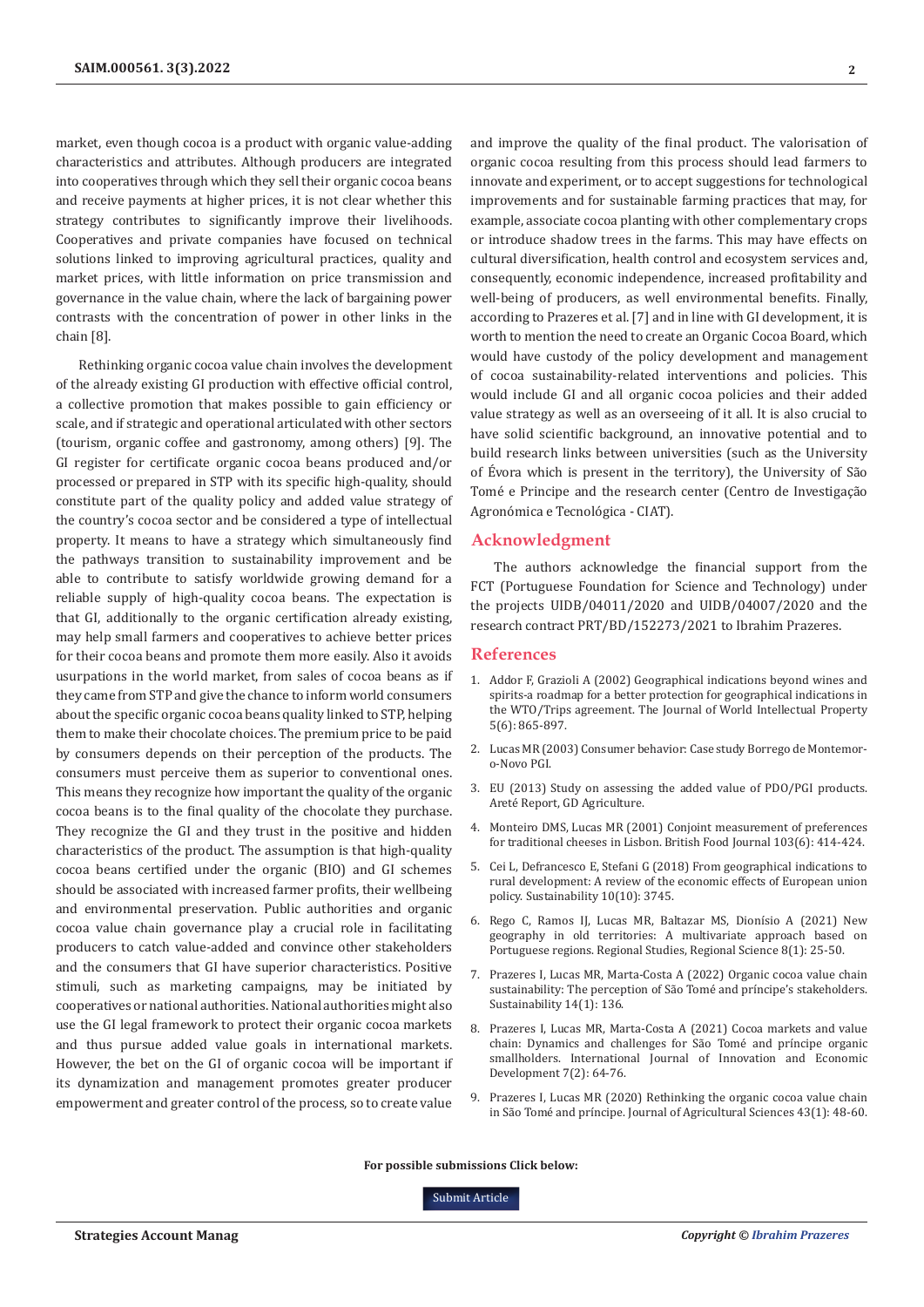market, even though cocoa is a product with organic value-adding characteristics and attributes. Although producers are integrated into cooperatives through which they sell their organic cocoa beans and receive payments at higher prices, it is not clear whether this strategy contributes to significantly improve their livelihoods. Cooperatives and private companies have focused on technical solutions linked to improving agricultural practices, quality and market prices, with little information on price transmission and governance in the value chain, where the lack of bargaining power contrasts with the concentration of power in other links in the chain [8].

Rethinking organic cocoa value chain involves the development of the already existing GI production with effective official control, a collective promotion that makes possible to gain efficiency or scale, and if strategic and operational articulated with other sectors (tourism, organic coffee and gastronomy, among others) [9]. The GI register for certificate organic cocoa beans produced and/or processed or prepared in STP with its specific high-quality, should constitute part of the quality policy and added value strategy of the country's cocoa sector and be considered a type of intellectual property. It means to have a strategy which simultaneously find the pathways transition to sustainability improvement and be able to contribute to satisfy worldwide growing demand for a reliable supply of high-quality cocoa beans. The expectation is that GI, additionally to the organic certification already existing, may help small farmers and cooperatives to achieve better prices for their cocoa beans and promote them more easily. Also it avoids usurpations in the world market, from sales of cocoa beans as if they came from STP and give the chance to inform world consumers about the specific organic cocoa beans quality linked to STP, helping them to make their chocolate choices. The premium price to be paid by consumers depends on their perception of the products. The consumers must perceive them as superior to conventional ones. This means they recognize how important the quality of the organic cocoa beans is to the final quality of the chocolate they purchase. They recognize the GI and they trust in the positive and hidden characteristics of the product. The assumption is that high-quality cocoa beans certified under the organic (BIO) and GI schemes should be associated with increased farmer profits, their wellbeing and environmental preservation. Public authorities and organic cocoa value chain governance play a crucial role in facilitating producers to catch value-added and convince other stakeholders and the consumers that GI have superior characteristics. Positive stimuli, such as marketing campaigns, may be initiated by cooperatives or national authorities. National authorities might also use the GI legal framework to protect their organic cocoa markets and thus pursue added value goals in international markets. However, the bet on the GI of organic cocoa will be important if its dynamization and management promotes greater producer empowerment and greater control of the process, so to create value and improve the quality of the final product. The valorisation of organic cocoa resulting from this process should lead farmers to innovate and experiment, or to accept suggestions for technological improvements and for sustainable farming practices that may, for example, associate cocoa planting with other complementary crops or introduce shadow trees in the farms. This may have effects on cultural diversification, health control and ecosystem services and, consequently, economic independence, increased profitability and well-being of producers, as well environmental benefits. Finally, according to Prazeres et al. [7] and in line with GI development, it is worth to mention the need to create an Organic Cocoa Board, which would have custody of the policy development and management of cocoa sustainability-related interventions and policies. This would include GI and all organic cocoa policies and their added value strategy as well as an overseeing of it all. It is also crucial to have solid scientific background, an innovative potential and to build research links between universities (such as the University of Évora which is present in the territory), the University of São Tomé e Principe and the research center (Centro de Investigação Agronómica e Tecnológica - CIAT).

## Acknowledgment

The authors acknowledge the financial support from the FCT (Portuguese Foundation for Science and Technology) under the projects UIDB/04011/2020 and UIDB/04007/2020 and the research contract PRT/BD/152273/2021 to Ibrahim Prazeres.

## References

1. Addor F, Grazioli A (2002) Geographical indications beyond wines and spirits-a roadmap for a better protection for geographical indications in the WTO/Trips agreement. The Journal of World Intellectual Property 5(6): 865-897.
2. Lucas MR (2003) Consumer behavior: Case study Borrego de Montemor-o-Novo PGI.
3. EU (2013) Study on assessing the added value of PDO/PGI products. Areté Report, GD Agriculture.
4. Monteiro DMS, Lucas MR (2001) Conjoint measurement of preferences for traditional cheeses in Lisbon. British Food Journal 103(6): 414-424.
5. Cei L, Defrancesco E, Stefani G (2018) From geographical indications to rural development: A review of the economic effects of European union policy. Sustainability 10(10): 3745.
6. Rego C, Ramos IJ, Lucas MR, Baltazar MS, Dionísio A (2021) New geography in old territories: A multivariate approach based on Portuguese regions. Regional Studies, Regional Science 8(1): 25-50.
7. Prazeres I, Lucas MR, Marta-Costa A (2022) Organic cocoa value chain sustainability: The perception of São Tomé and príncipe's stakeholders. Sustainability 14(1): 136.
8. Prazeres I, Lucas MR, Marta-Costa A (2021) Cocoa markets and value chain: Dynamics and challenges for São Tomé and príncipe organic smallholders. International Journal of Innovation and Economic Development 7(2): 64-76.
9. Prazeres I, Lucas MR (2020) Rethinking the organic cocoa value chain in São Tomé and príncipe. Journal of Agricultural Sciences 43(1): 48-60.

For possible submissions Click below:

Submit Article